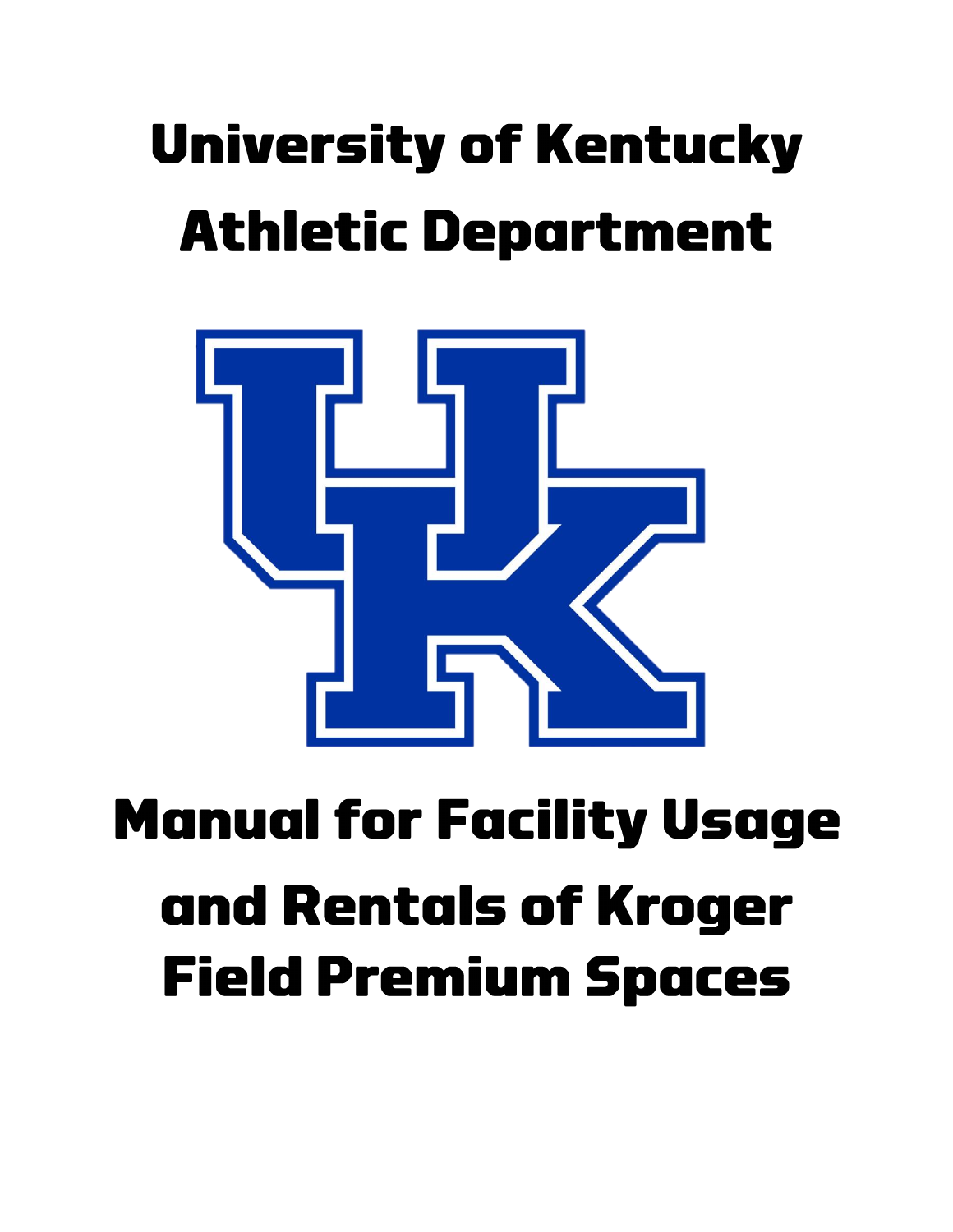# University of Kentucky Athletic Department

# Manual for Facility Usage and Rentals of Kroger Field Premium Spaces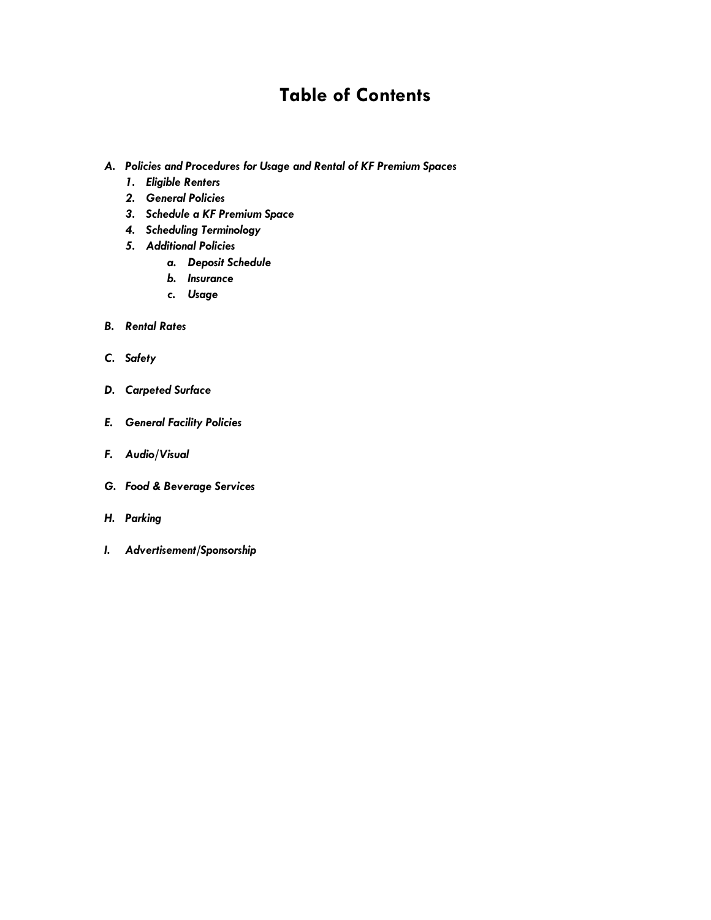# Table of Contents

*A. Policies and Procedures for Usage and Rental of KF Premium Spaces*
   *1. Eligible Renters*
   *2. General Policies*
   *3. Schedule a KF Premium Space*
   *4. Scheduling Terminology*
   *5. Additional Policies*
      *a. Deposit Schedule*
      *b. Insurance*
      *c. Usage*

*B. Rental Rates*

*C. Safety*

*D. Carpeted Surface*

*E. General Facility Policies*

*F. Audio/Visual*

*G. Food & Beverage Services*

*H. Parking*

*I. Advertisement/Sponsorship*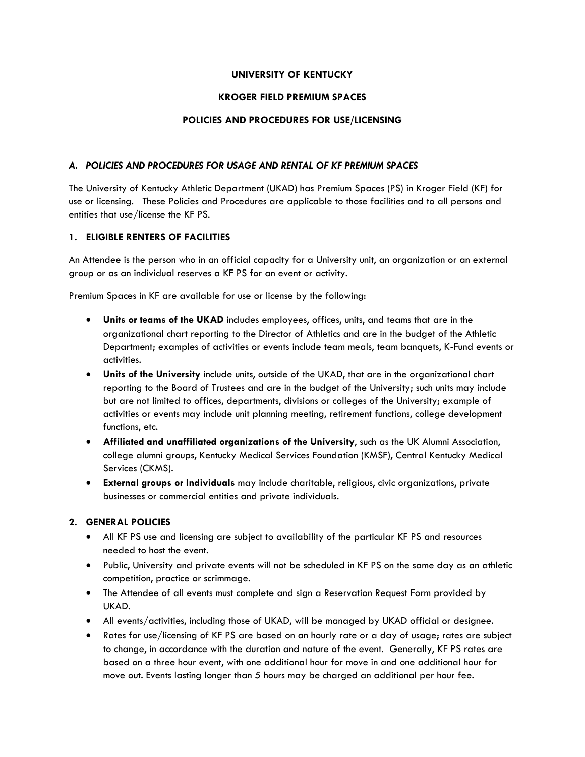**UNIVERSITY OF KENTUCKY**

**KROGER FIELD PREMIUM SPACES**

**POLICIES AND PROCEDURES FOR USE/LICENSING**

## *A. POLICIES AND PROCEDURES FOR USAGE AND RENTAL OF KF PREMIUM SPACES*

The University of Kentucky Athletic Department (UKAD) has Premium Spaces (PS) in Kroger Field (KF) for use or licensing. These Policies and Procedures are applicable to those facilities and to all persons and entities that use/license the KF PS.

### 1. ELIGIBLE RENTERS OF FACILITIES

An Attendee is the person who in an official capacity for a University unit, an organization or an external group or as an individual reserves a KF PS for an event or activity.

Premium Spaces in KF are available for use or license by the following:

- **Units or teams of the UKAD** includes employees, offices, units, and teams that are in the organizational chart reporting to the Director of Athletics and are in the budget of the Athletic Department; examples of activities or events include team meals, team banquets, K-Fund events or activities.
- **Units of the University** include units, outside of the UKAD, that are in the organizational chart reporting to the Board of Trustees and are in the budget of the University; such units may include but are not limited to offices, departments, divisions or colleges of the University; example of activities or events may include unit planning meeting, retirement functions, college development functions, etc.
- **Affiliated and unaffiliated organizations of the University**, such as the UK Alumni Association, college alumni groups, Kentucky Medical Services Foundation (KMSF), Central Kentucky Medical Services (CKMS).
- **External groups or Individuals** may include charitable, religious, civic organizations, private businesses or commercial entities and private individuals.

### 2. GENERAL POLICIES

- All KF PS use and licensing are subject to availability of the particular KF PS and resources needed to host the event.
- Public, University and private events will not be scheduled in KF PS on the same day as an athletic competition, practice or scrimmage.
- The Attendee of all events must complete and sign a Reservation Request Form provided by UKAD.
- All events/activities, including those of UKAD, will be managed by UKAD official or designee.
- Rates for use/licensing of KF PS are based on an hourly rate or a day of usage; rates are subject to change, in accordance with the duration and nature of the event. Generally, KF PS rates are based on a three hour event, with one additional hour for move in and one additional hour for move out. Events lasting longer than 5 hours may be charged an additional per hour fee.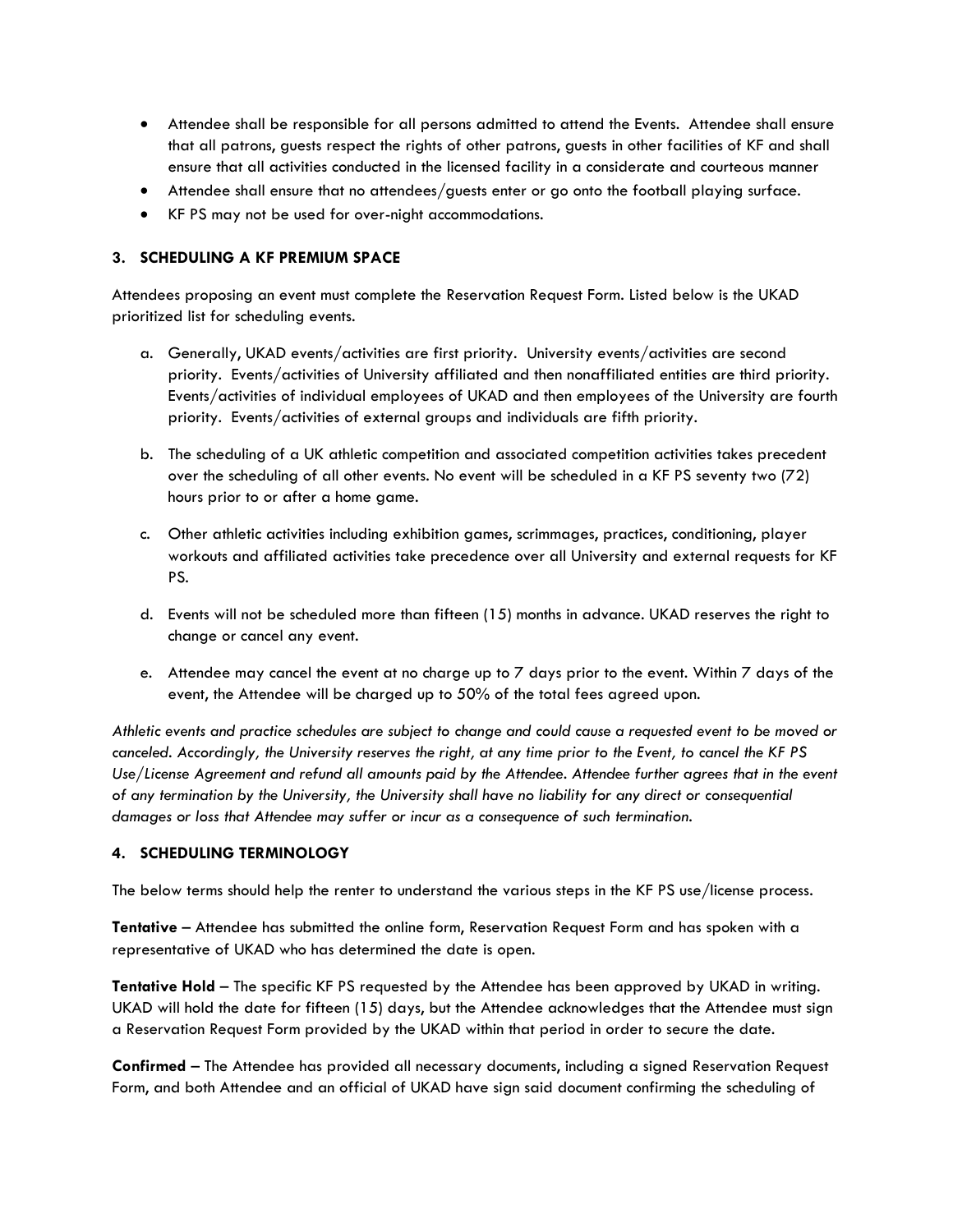- Attendee shall be responsible for all persons admitted to attend the Events. Attendee shall ensure that all patrons, guests respect the rights of other patrons, guests in other facilities of KF and shall ensure that all activities conducted in the licensed facility in a considerate and courteous manner
- Attendee shall ensure that no attendees/guests enter or go onto the football playing surface.
- KF PS may not be used for over-night accommodations.

### 3. SCHEDULING A KF PREMIUM SPACE

Attendees proposing an event must complete the Reservation Request Form. Listed below is the UKAD prioritized list for scheduling events.

a. Generally, UKAD events/activities are first priority. University events/activities are second priority. Events/activities of University affiliated and then nonaffiliated entities are third priority. Events/activities of individual employees of UKAD and then employees of the University are fourth priority. Events/activities of external groups and individuals are fifth priority.

b. The scheduling of a UK athletic competition and associated competition activities takes precedent over the scheduling of all other events. No event will be scheduled in a KF PS seventy two (72) hours prior to or after a home game.

c. Other athletic activities including exhibition games, scrimmages, practices, conditioning, player workouts and affiliated activities take precedence over all University and external requests for KF PS.

d. Events will not be scheduled more than fifteen (15) months in advance. UKAD reserves the right to change or cancel any event.

e. Attendee may cancel the event at no charge up to 7 days prior to the event. Within 7 days of the event, the Attendee will be charged up to 50% of the total fees agreed upon.

*Athletic events and practice schedules are subject to change and could cause a requested event to be moved or canceled. Accordingly, the University reserves the right, at any time prior to the Event, to cancel the KF PS Use/License Agreement and refund all amounts paid by the Attendee. Attendee further agrees that in the event of any termination by the University, the University shall have no liability for any direct or consequential damages or loss that Attendee may suffer or incur as a consequence of such termination.*

### 4. SCHEDULING TERMINOLOGY

The below terms should help the renter to understand the various steps in the KF PS use/license process.

**Tentative** – Attendee has submitted the online form, Reservation Request Form and has spoken with a representative of UKAD who has determined the date is open.

**Tentative Hold** – The specific KF PS requested by the Attendee has been approved by UKAD in writing. UKAD will hold the date for fifteen (15) days, but the Attendee acknowledges that the Attendee must sign a Reservation Request Form provided by the UKAD within that period in order to secure the date.

**Confirmed** – The Attendee has provided all necessary documents, including a signed Reservation Request Form, and both Attendee and an official of UKAD have sign said document confirming the scheduling of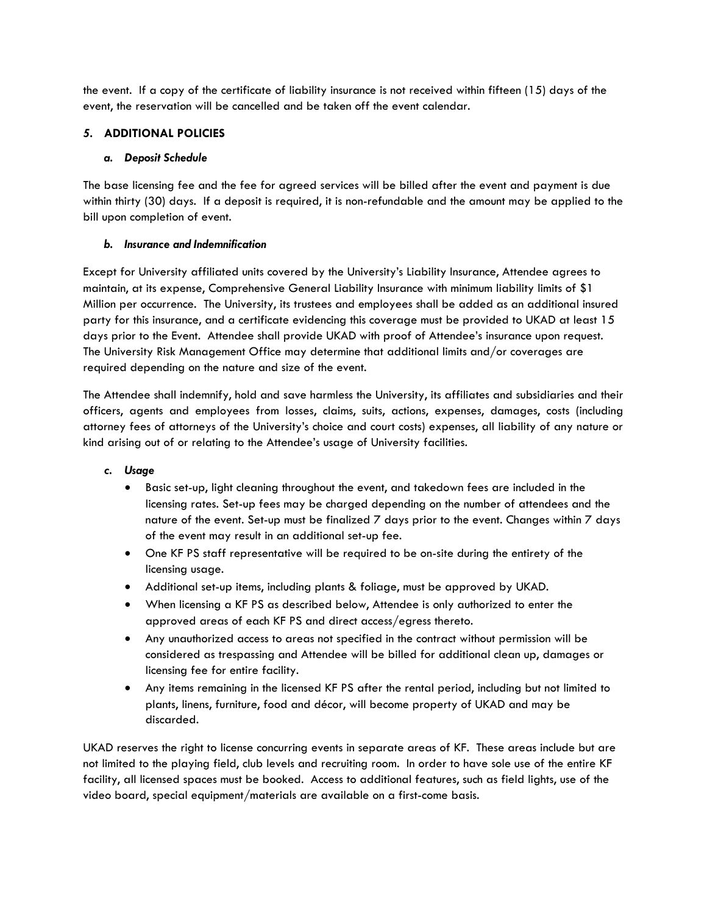the event. If a copy of the certificate of liability insurance is not received within fifteen (15) days of the event, the reservation will be cancelled and be taken off the event calendar.

## 5. ADDITIONAL POLICIES

### *a. Deposit Schedule*

The base licensing fee and the fee for agreed services will be billed after the event and payment is due within thirty (30) days. If a deposit is required, it is non-refundable and the amount may be applied to the bill upon completion of event.

### *b. Insurance and Indemnification*

Except for University affiliated units covered by the University's Liability Insurance, Attendee agrees to maintain, at its expense, Comprehensive General Liability Insurance with minimum liability limits of $1 Million per occurrence. The University, its trustees and employees shall be added as an additional insured party for this insurance, and a certificate evidencing this coverage must be provided to UKAD at least 15 days prior to the Event. Attendee shall provide UKAD with proof of Attendee's insurance upon request. The University Risk Management Office may determine that additional limits and/or coverages are required depending on the nature and size of the event.

The Attendee shall indemnify, hold and save harmless the University, its affiliates and subsidiaries and their officers, agents and employees from losses, claims, suits, actions, expenses, damages, costs (including attorney fees of attorneys of the University's choice and court costs) expenses, all liability of any nature or kind arising out of or relating to the Attendee's usage of University facilities.

### *c. Usage*

- Basic set-up, light cleaning throughout the event, and takedown fees are included in the licensing rates. Set-up fees may be charged depending on the number of attendees and the nature of the event. Set-up must be finalized 7 days prior to the event. Changes within 7 days of the event may result in an additional set-up fee.
- One KF PS staff representative will be required to be on-site during the entirety of the licensing usage.
- Additional set-up items, including plants & foliage, must be approved by UKAD.
- When licensing a KF PS as described below, Attendee is only authorized to enter the approved areas of each KF PS and direct access/egress thereto.
- Any unauthorized access to areas not specified in the contract without permission will be considered as trespassing and Attendee will be billed for additional clean up, damages or licensing fee for entire facility.
- Any items remaining in the licensed KF PS after the rental period, including but not limited to plants, linens, furniture, food and décor, will become property of UKAD and may be discarded.

UKAD reserves the right to license concurring events in separate areas of KF. These areas include but are not limited to the playing field, club levels and recruiting room. In order to have sole use of the entire KF facility, all licensed spaces must be booked. Access to additional features, such as field lights, use of the video board, special equipment/materials are available on a first-come basis.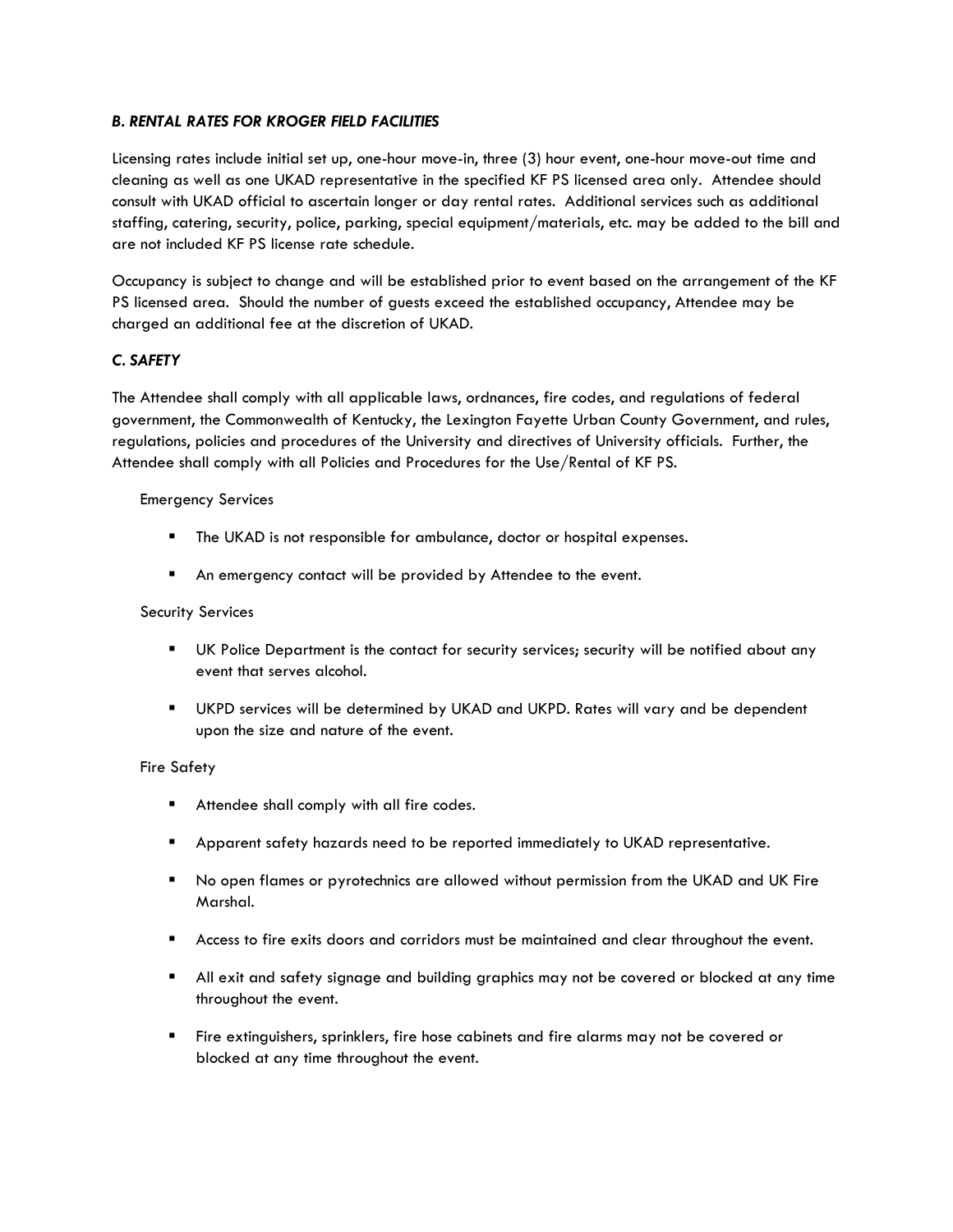### *B. RENTAL RATES FOR KROGER FIELD FACILITIES*

Licensing rates include initial set up, one-hour move-in, three (3) hour event, one-hour move-out time and cleaning as well as one UKAD representative in the specified KF PS licensed area only. Attendee should consult with UKAD official to ascertain longer or day rental rates. Additional services such as additional staffing, catering, security, police, parking, special equipment/materials, etc. may be added to the bill and are not included KF PS license rate schedule.

Occupancy is subject to change and will be established prior to event based on the arrangement of the KF PS licensed area. Should the number of guests exceed the established occupancy, Attendee may be charged an additional fee at the discretion of UKAD.

### *C. SAFETY*

The Attendee shall comply with all applicable laws, ordnances, fire codes, and regulations of federal government, the Commonwealth of Kentucky, the Lexington Fayette Urban County Government, and rules, regulations, policies and procedures of the University and directives of University officials. Further, the Attendee shall comply with all Policies and Procedures for the Use/Rental of KF PS.

Emergency Services

- The UKAD is not responsible for ambulance, doctor or hospital expenses.
- An emergency contact will be provided by Attendee to the event.

Security Services

- UK Police Department is the contact for security services; security will be notified about any event that serves alcohol.
- UKPD services will be determined by UKAD and UKPD. Rates will vary and be dependent upon the size and nature of the event.

Fire Safety

- Attendee shall comply with all fire codes.
- Apparent safety hazards need to be reported immediately to UKAD representative.
- No open flames or pyrotechnics are allowed without permission from the UKAD and UK Fire Marshal.
- Access to fire exits doors and corridors must be maintained and clear throughout the event.
- All exit and safety signage and building graphics may not be covered or blocked at any time throughout the event.
- Fire extinguishers, sprinklers, fire hose cabinets and fire alarms may not be covered or blocked at any time throughout the event.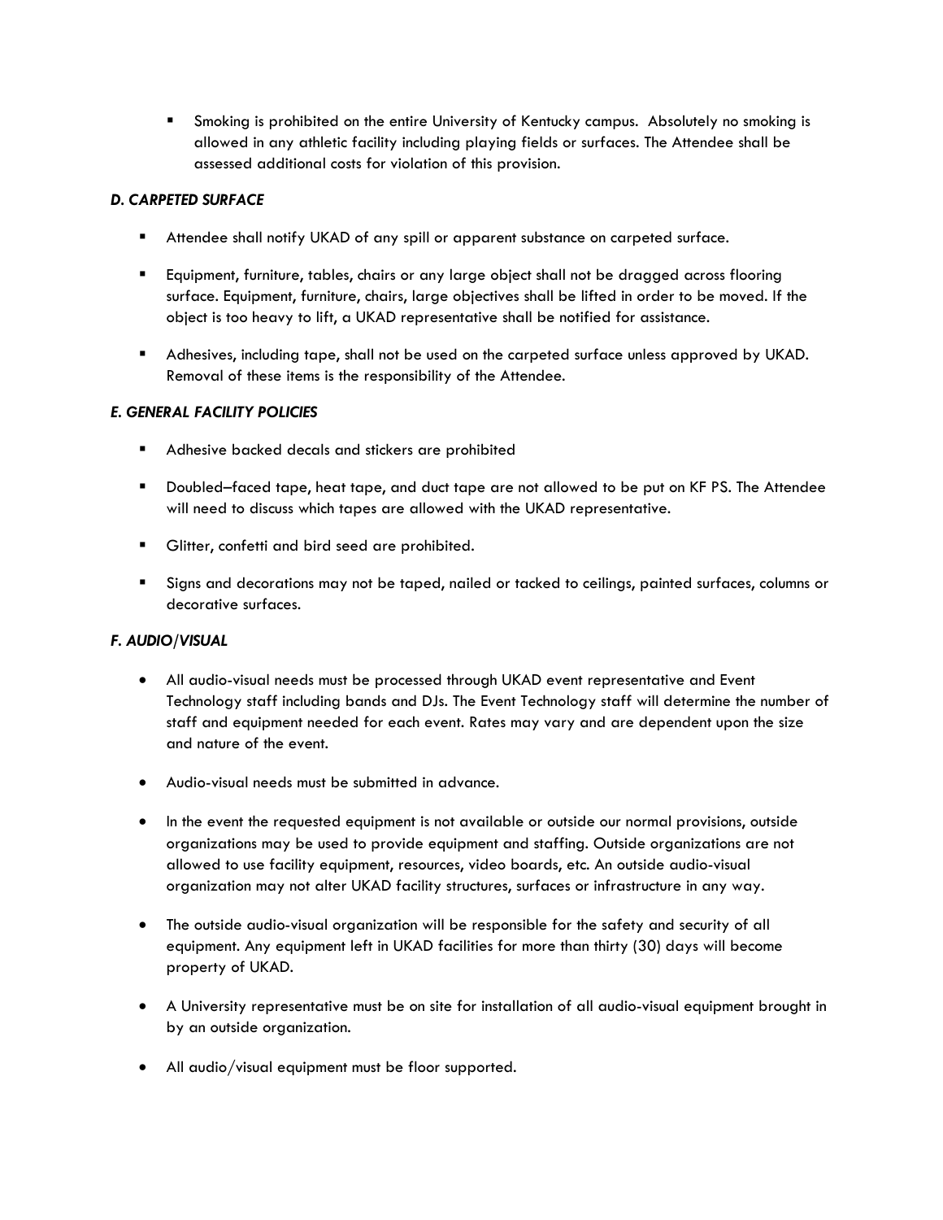- Smoking is prohibited on the entire University of Kentucky campus. Absolutely no smoking is allowed in any athletic facility including playing fields or surfaces. The Attendee shall be assessed additional costs for violation of this provision.

### *D. CARPETED SURFACE*

- Attendee shall notify UKAD of any spill or apparent substance on carpeted surface.
- Equipment, furniture, tables, chairs or any large object shall not be dragged across flooring surface. Equipment, furniture, chairs, large objectives shall be lifted in order to be moved. If the object is too heavy to lift, a UKAD representative shall be notified for assistance.
- Adhesives, including tape, shall not be used on the carpeted surface unless approved by UKAD. Removal of these items is the responsibility of the Attendee.

### *E. GENERAL FACILITY POLICIES*

- Adhesive backed decals and stickers are prohibited
- Doubled–faced tape, heat tape, and duct tape are not allowed to be put on KF PS. The Attendee will need to discuss which tapes are allowed with the UKAD representative.
- Glitter, confetti and bird seed are prohibited.
- Signs and decorations may not be taped, nailed or tacked to ceilings, painted surfaces, columns or decorative surfaces.

### *F. AUDIO/VISUAL*

- All audio-visual needs must be processed through UKAD event representative and Event Technology staff including bands and DJs. The Event Technology staff will determine the number of staff and equipment needed for each event. Rates may vary and are dependent upon the size and nature of the event.
- Audio-visual needs must be submitted in advance.
- In the event the requested equipment is not available or outside our normal provisions, outside organizations may be used to provide equipment and staffing. Outside organizations are not allowed to use facility equipment, resources, video boards, etc. An outside audio-visual organization may not alter UKAD facility structures, surfaces or infrastructure in any way.
- The outside audio-visual organization will be responsible for the safety and security of all equipment. Any equipment left in UKAD facilities for more than thirty (30) days will become property of UKAD.
- A University representative must be on site for installation of all audio-visual equipment brought in by an outside organization.
- All audio/visual equipment must be floor supported.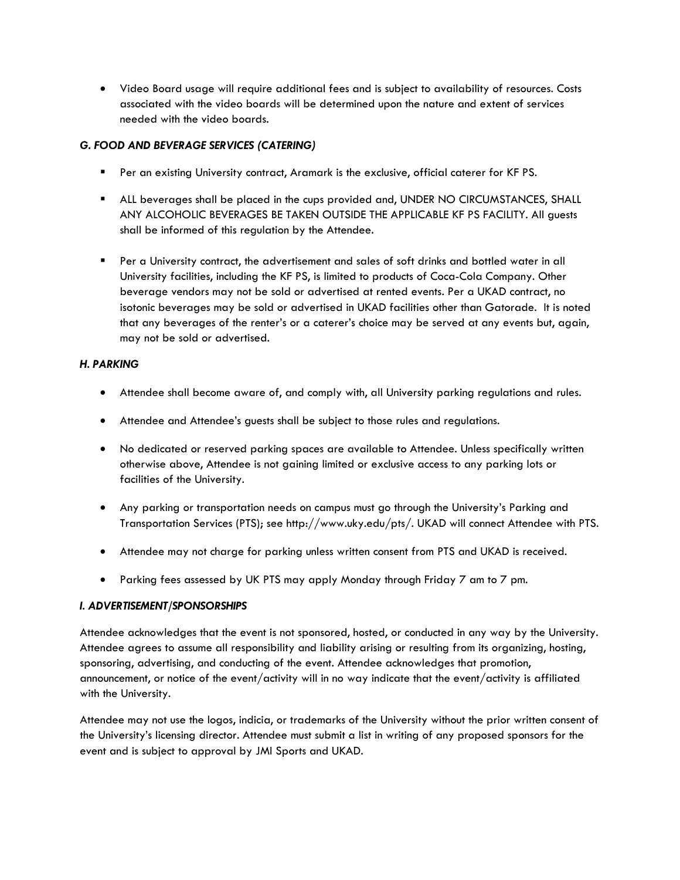- Video Board usage will require additional fees and is subject to availability of resources. Costs associated with the video boards will be determined upon the nature and extent of services needed with the video boards.

### *G. FOOD AND BEVERAGE SERVICES (CATERING)*

- Per an existing University contract, Aramark is the exclusive, official caterer for KF PS.
- ALL beverages shall be placed in the cups provided and, UNDER NO CIRCUMSTANCES, SHALL ANY ALCOHOLIC BEVERAGES BE TAKEN OUTSIDE THE APPLICABLE KF PS FACILITY. All guests shall be informed of this regulation by the Attendee.
- Per a University contract, the advertisement and sales of soft drinks and bottled water in all University facilities, including the KF PS, is limited to products of Coca-Cola Company. Other beverage vendors may not be sold or advertised at rented events. Per a UKAD contract, no isotonic beverages may be sold or advertised in UKAD facilities other than Gatorade. It is noted that any beverages of the renter's or a caterer's choice may be served at any events but, again, may not be sold or advertised.

### *H. PARKING*

- Attendee shall become aware of, and comply with, all University parking regulations and rules.
- Attendee and Attendee's guests shall be subject to those rules and regulations.
- No dedicated or reserved parking spaces are available to Attendee. Unless specifically written otherwise above, Attendee is not gaining limited or exclusive access to any parking lots or facilities of the University.
- Any parking or transportation needs on campus must go through the University's Parking and Transportation Services (PTS); see http://www.uky.edu/pts/. UKAD will connect Attendee with PTS.
- Attendee may not charge for parking unless written consent from PTS and UKAD is received.
- Parking fees assessed by UK PTS may apply Monday through Friday 7 am to 7 pm.

### *I. ADVERTISEMENT/SPONSORSHIPS*

Attendee acknowledges that the event is not sponsored, hosted, or conducted in any way by the University. Attendee agrees to assume all responsibility and liability arising or resulting from its organizing, hosting, sponsoring, advertising, and conducting of the event. Attendee acknowledges that promotion, announcement, or notice of the event/activity will in no way indicate that the event/activity is affiliated with the University.

Attendee may not use the logos, indicia, or trademarks of the University without the prior written consent of the University's licensing director. Attendee must submit a list in writing of any proposed sponsors for the event and is subject to approval by JMI Sports and UKAD.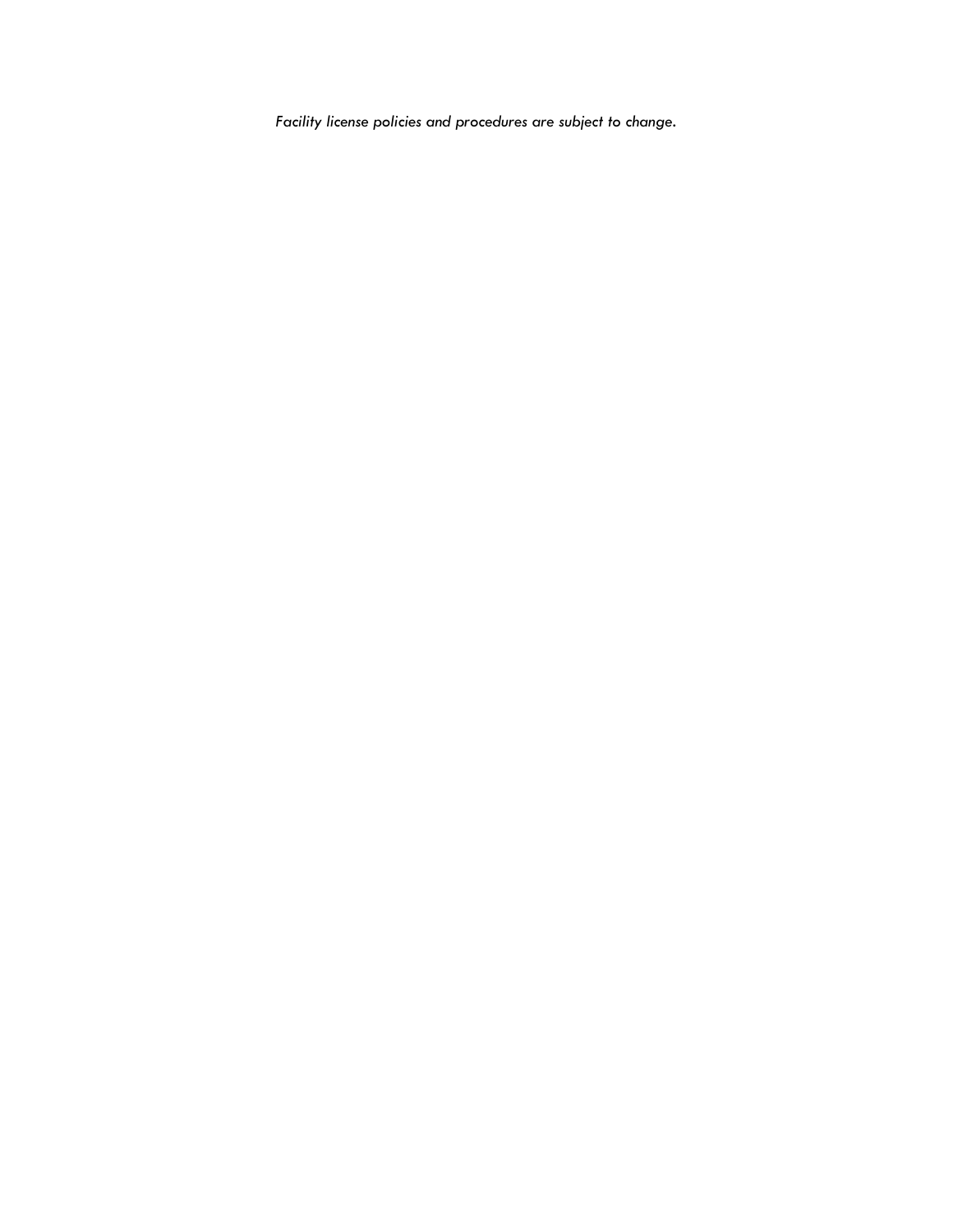*Facility license policies and procedures are subject to change.*